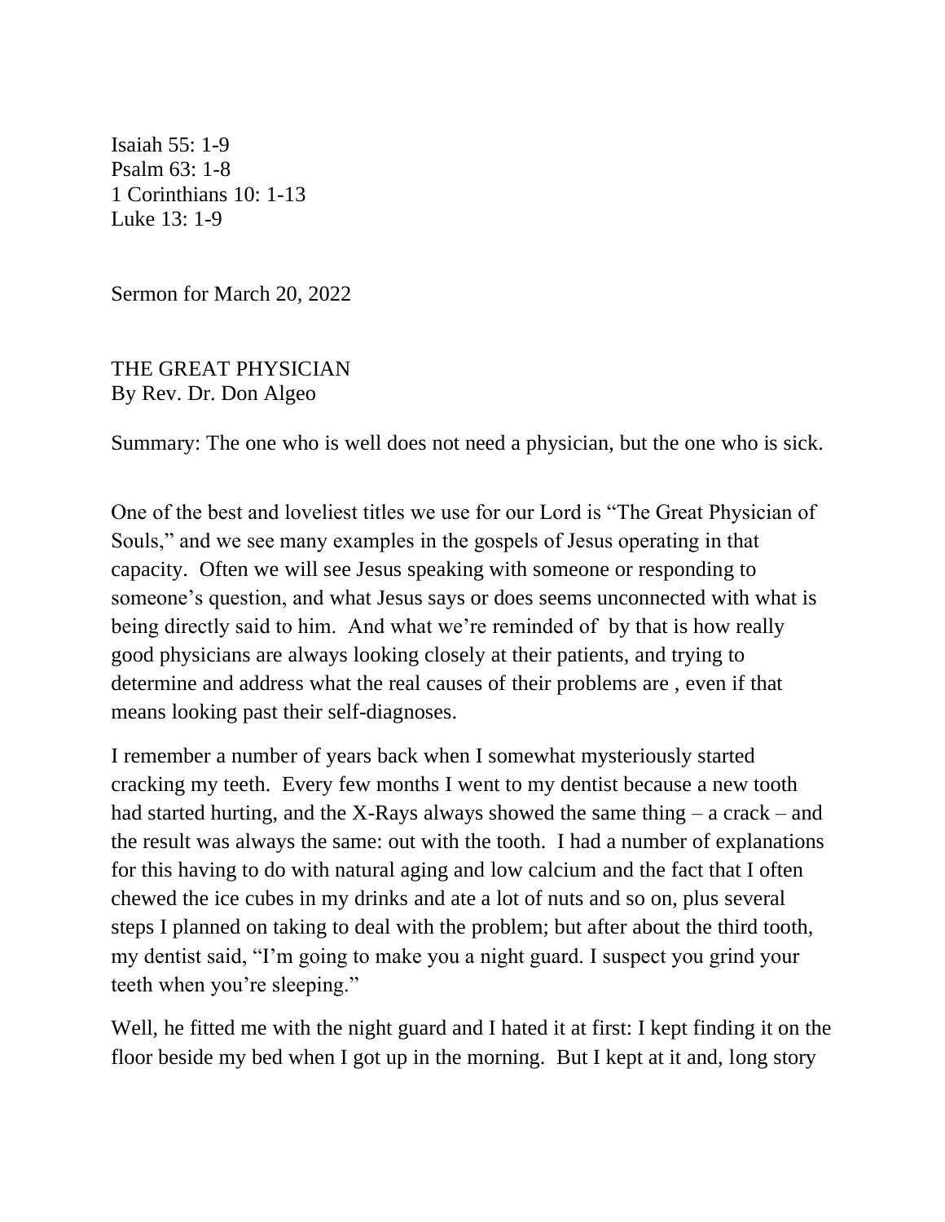Isaiah 55: 1-9
Psalm 63: 1-8
1 Corinthians 10: 1-13
Luke 13: 1-9

Sermon for March 20, 2022

# THE GREAT PHYSICIAN

By Rev. Dr. Don Algeo

Summary: The one who is well does not need a physician, but the one who is sick.

One of the best and loveliest titles we use for our Lord is "The Great Physician of Souls," and we see many examples in the gospels of Jesus operating in that capacity. Often we will see Jesus speaking with someone or responding to someone's question, and what Jesus says or does seems unconnected with what is being directly said to him. And what we're reminded of by that is how really good physicians are always looking closely at their patients, and trying to determine and address what the real causes of their problems are , even if that means looking past their self-diagnoses.

I remember a number of years back when I somewhat mysteriously started cracking my teeth. Every few months I went to my dentist because a new tooth had started hurting, and the X-Rays always showed the same thing – a crack – and the result was always the same: out with the tooth. I had a number of explanations for this having to do with natural aging and low calcium and the fact that I often chewed the ice cubes in my drinks and ate a lot of nuts and so on, plus several steps I planned on taking to deal with the problem; but after about the third tooth, my dentist said, "I'm going to make you a night guard. I suspect you grind your teeth when you're sleeping."

Well, he fitted me with the night guard and I hated it at first: I kept finding it on the floor beside my bed when I got up in the morning. But I kept at it and, long story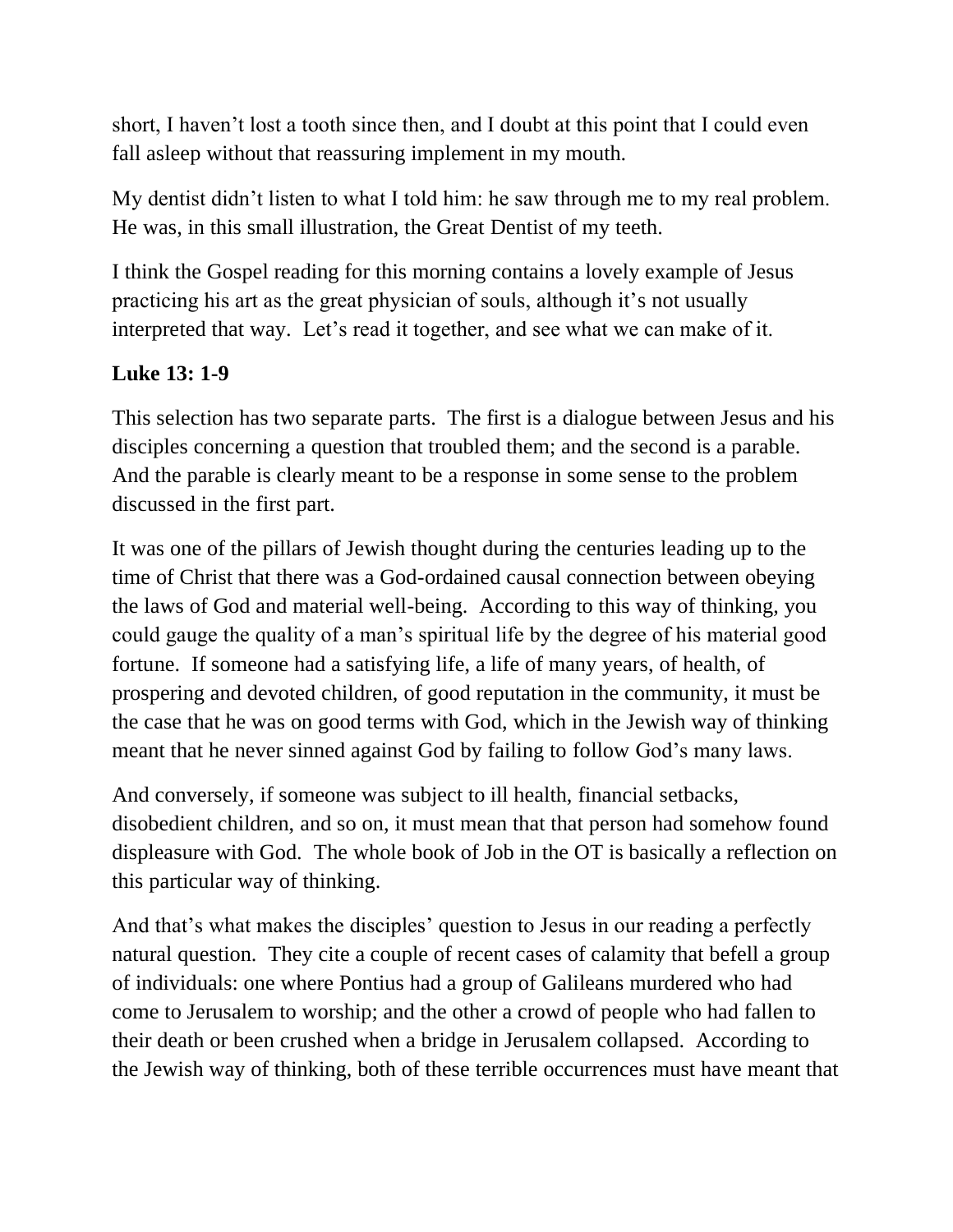short, I haven't lost a tooth since then, and I doubt at this point that I could even fall asleep without that reassuring implement in my mouth.

My dentist didn't listen to what I told him: he saw through me to my real problem. He was, in this small illustration, the Great Dentist of my teeth.

I think the Gospel reading for this morning contains a lovely example of Jesus practicing his art as the great physician of souls, although it's not usually interpreted that way. Let's read it together, and see what we can make of it.

**Luke 13: 1-9**

This selection has two separate parts. The first is a dialogue between Jesus and his disciples concerning a question that troubled them; and the second is a parable. And the parable is clearly meant to be a response in some sense to the problem discussed in the first part.

It was one of the pillars of Jewish thought during the centuries leading up to the time of Christ that there was a God-ordained causal connection between obeying the laws of God and material well-being. According to this way of thinking, you could gauge the quality of a man's spiritual life by the degree of his material good fortune. If someone had a satisfying life, a life of many years, of health, of prospering and devoted children, of good reputation in the community, it must be the case that he was on good terms with God, which in the Jewish way of thinking meant that he never sinned against God by failing to follow God's many laws.

And conversely, if someone was subject to ill health, financial setbacks, disobedient children, and so on, it must mean that that person had somehow found displeasure with God. The whole book of Job in the OT is basically a reflection on this particular way of thinking.

And that's what makes the disciples' question to Jesus in our reading a perfectly natural question. They cite a couple of recent cases of calamity that befell a group of individuals: one where Pontius had a group of Galileans murdered who had come to Jerusalem to worship; and the other a crowd of people who had fallen to their death or been crushed when a bridge in Jerusalem collapsed. According to the Jewish way of thinking, both of these terrible occurrences must have meant that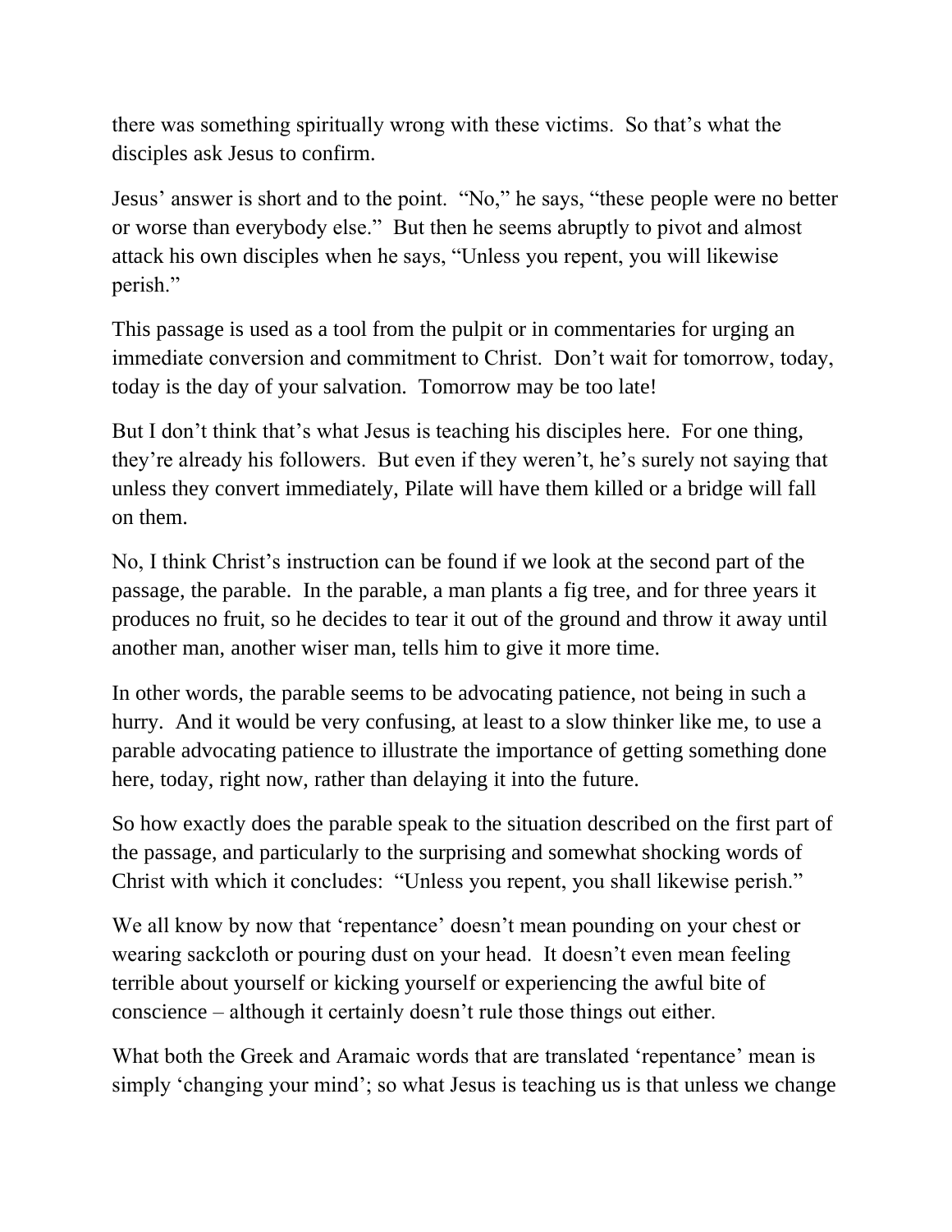there was something spiritually wrong with these victims.  So that's what the disciples ask Jesus to confirm.

Jesus' answer is short and to the point.  "No," he says, "these people were no better or worse than everybody else."  But then he seems abruptly to pivot and almost attack his own disciples when he says, "Unless you repent, you will likewise perish."

This passage is used as a tool from the pulpit or in commentaries for urging an immediate conversion and commitment to Christ.  Don't wait for tomorrow, today, today is the day of your salvation.  Tomorrow may be too late!

But I don't think that's what Jesus is teaching his disciples here.  For one thing, they're already his followers.  But even if they weren't, he's surely not saying that unless they convert immediately, Pilate will have them killed or a bridge will fall on them.

No, I think Christ's instruction can be found if we look at the second part of the passage, the parable.  In the parable, a man plants a fig tree, and for three years it produces no fruit, so he decides to tear it out of the ground and throw it away until another man, another wiser man, tells him to give it more time.

In other words, the parable seems to be advocating patience, not being in such a hurry.  And it would be very confusing, at least to a slow thinker like me, to use a parable advocating patience to illustrate the importance of getting something done here, today, right now, rather than delaying it into the future.

So how exactly does the parable speak to the situation described on the first part of the passage, and particularly to the surprising and somewhat shocking words of Christ with which it concludes:  "Unless you repent, you shall likewise perish."

We all know by now that 'repentance' doesn't mean pounding on your chest or wearing sackcloth or pouring dust on your head.  It doesn't even mean feeling terrible about yourself or kicking yourself or experiencing the awful bite of conscience – although it certainly doesn't rule those things out either.

What both the Greek and Aramaic words that are translated 'repentance' mean is simply 'changing your mind'; so what Jesus is teaching us is that unless we change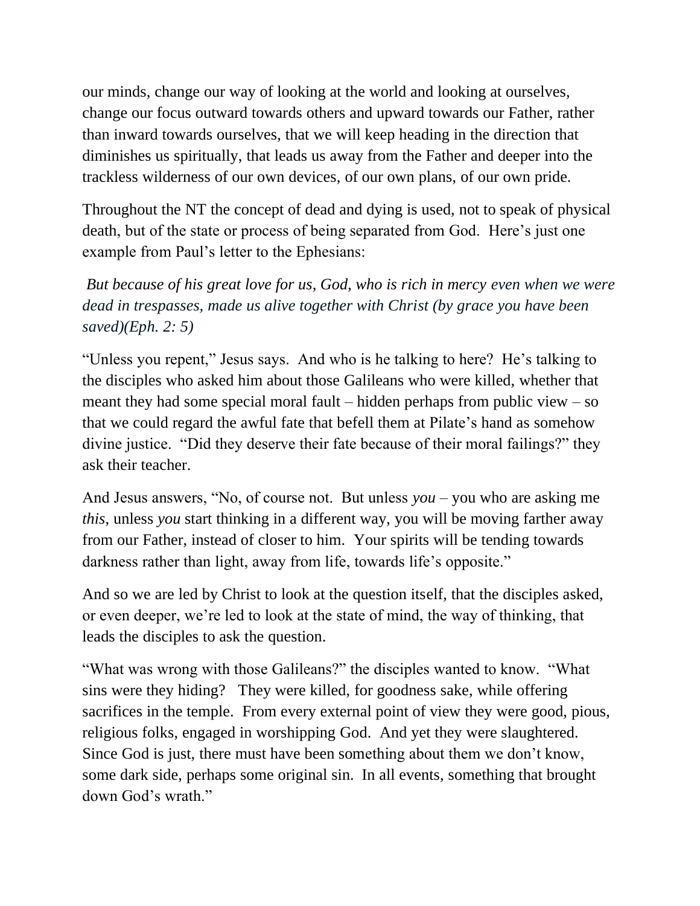our minds, change our way of looking at the world and looking at ourselves, change our focus outward towards others and upward towards our Father, rather than inward towards ourselves, that we will keep heading in the direction that diminishes us spiritually, that leads us away from the Father and deeper into the trackless wilderness of our own devices, of our own plans, of our own pride.

Throughout the NT the concept of dead and dying is used, not to speak of physical death, but of the state or process of being separated from God. Here's just one example from Paul's letter to the Ephesians:

*But because of his great love for us, God, who is rich in mercy even when we were dead in trespasses, made us alive together with Christ (by grace you have been saved)(Eph. 2: 5)*

"Unless you repent," Jesus says. And who is he talking to here? He's talking to the disciples who asked him about those Galileans who were killed, whether that meant they had some special moral fault – hidden perhaps from public view – so that we could regard the awful fate that befell them at Pilate's hand as somehow divine justice. "Did they deserve their fate because of their moral failings?" they ask their teacher.

And Jesus answers, "No, of course not. But unless *you* – you who are asking me *this*, unless *you* start thinking in a different way, you will be moving farther away from our Father, instead of closer to him. Your spirits will be tending towards darkness rather than light, away from life, towards life's opposite."

And so we are led by Christ to look at the question itself, that the disciples asked, or even deeper, we're led to look at the state of mind, the way of thinking, that leads the disciples to ask the question.

"What was wrong with those Galileans?" the disciples wanted to know. "What sins were they hiding? They were killed, for goodness sake, while offering sacrifices in the temple. From every external point of view they were good, pious, religious folks, engaged in worshipping God. And yet they were slaughtered. Since God is just, there must have been something about them we don't know, some dark side, perhaps some original sin. In all events, something that brought down God's wrath."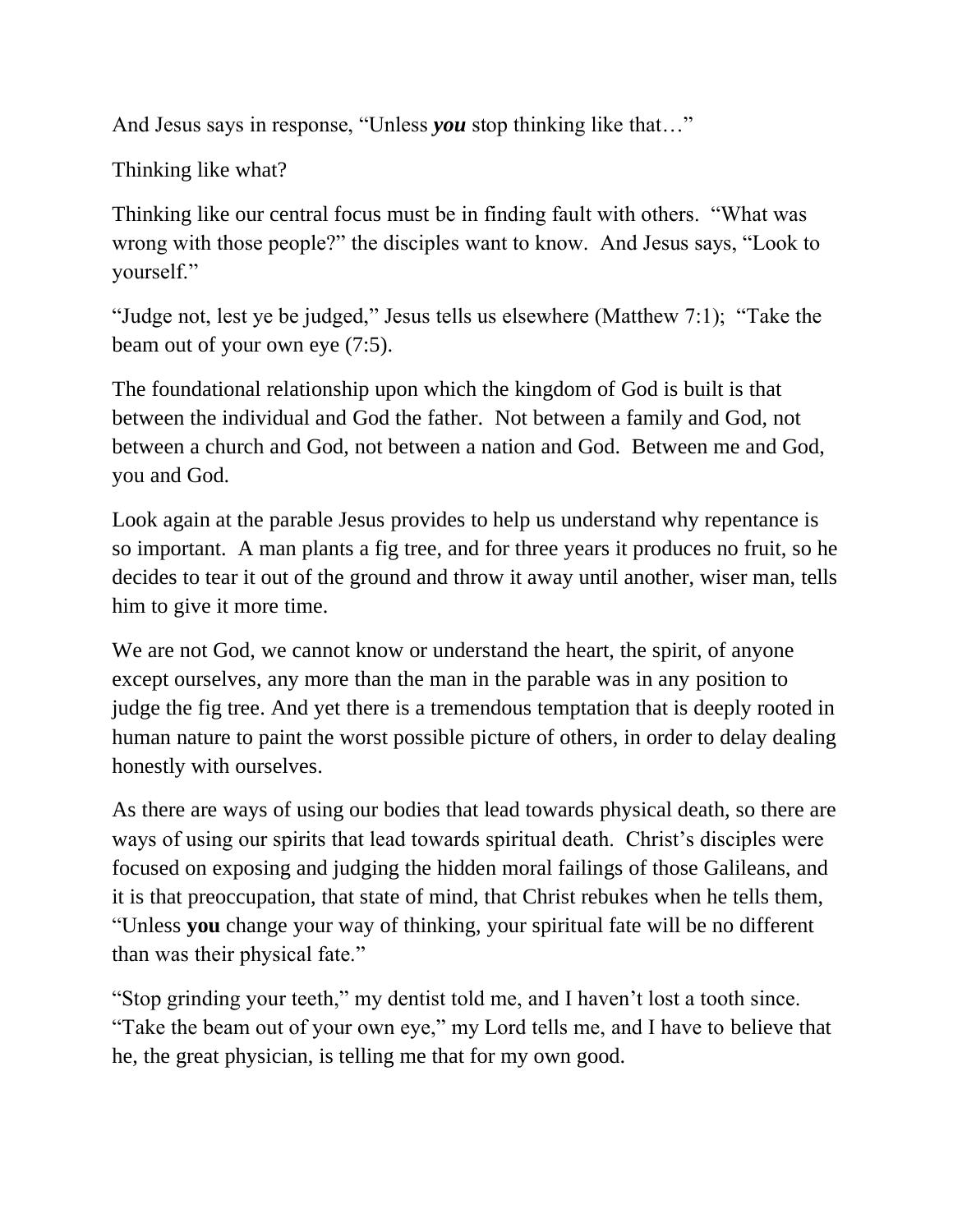And Jesus says in response, "Unless ***you*** stop thinking like that…"

Thinking like what?

Thinking like our central focus must be in finding fault with others. "What was wrong with those people?" the disciples want to know. And Jesus says, "Look to yourself."

"Judge not, lest ye be judged," Jesus tells us elsewhere (Matthew 7:1); "Take the beam out of your own eye (7:5).

The foundational relationship upon which the kingdom of God is built is that between the individual and God the father. Not between a family and God, not between a church and God, not between a nation and God. Between me and God, you and God.

Look again at the parable Jesus provides to help us understand why repentance is so important. A man plants a fig tree, and for three years it produces no fruit, so he decides to tear it out of the ground and throw it away until another, wiser man, tells him to give it more time.

We are not God, we cannot know or understand the heart, the spirit, of anyone except ourselves, any more than the man in the parable was in any position to judge the fig tree. And yet there is a tremendous temptation that is deeply rooted in human nature to paint the worst possible picture of others, in order to delay dealing honestly with ourselves.

As there are ways of using our bodies that lead towards physical death, so there are ways of using our spirits that lead towards spiritual death. Christ's disciples were focused on exposing and judging the hidden moral failings of those Galileans, and it is that preoccupation, that state of mind, that Christ rebukes when he tells them, "Unless **you** change your way of thinking, your spiritual fate will be no different than was their physical fate."

"Stop grinding your teeth," my dentist told me, and I haven't lost a tooth since. "Take the beam out of your own eye," my Lord tells me, and I have to believe that he, the great physician, is telling me that for my own good.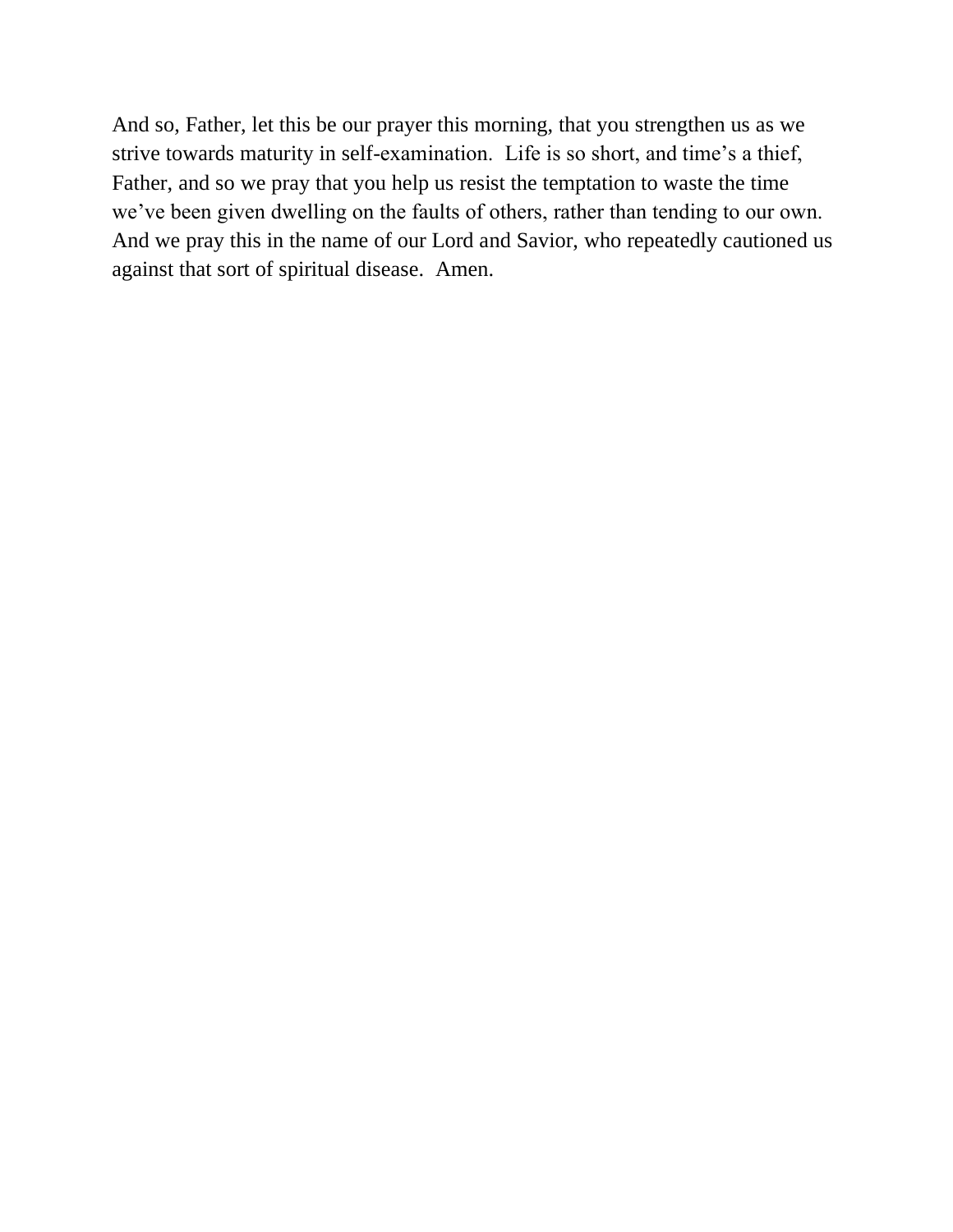And so, Father, let this be our prayer this morning, that you strengthen us as we strive towards maturity in self-examination. Life is so short, and time's a thief, Father, and so we pray that you help us resist the temptation to waste the time we've been given dwelling on the faults of others, rather than tending to our own. And we pray this in the name of our Lord and Savior, who repeatedly cautioned us against that sort of spiritual disease. Amen.